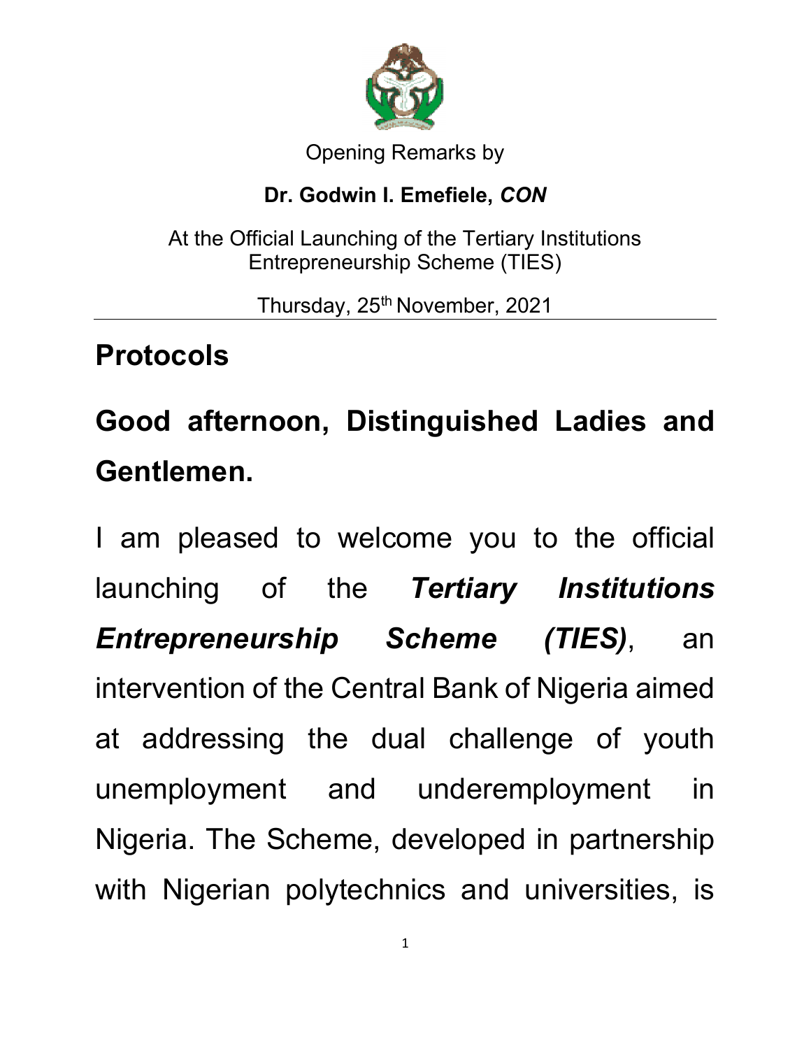Opening Remarks by

**Dr. Godwin I. Emefiele, *CON***

At the Official Launching of the Tertiary Institutions Entrepreneurship Scheme (TIES)

Thursday, 25th November, 2021

## Protocols

**Good afternoon, Distinguished Ladies and Gentlemen.**

I am pleased to welcome you to the official launching of the ***Tertiary Institutions Entrepreneurship Scheme (TIES)***, an intervention of the Central Bank of Nigeria aimed at addressing the dual challenge of youth unemployment and underemployment in Nigeria. The Scheme, developed in partnership with Nigerian polytechnics and universities, is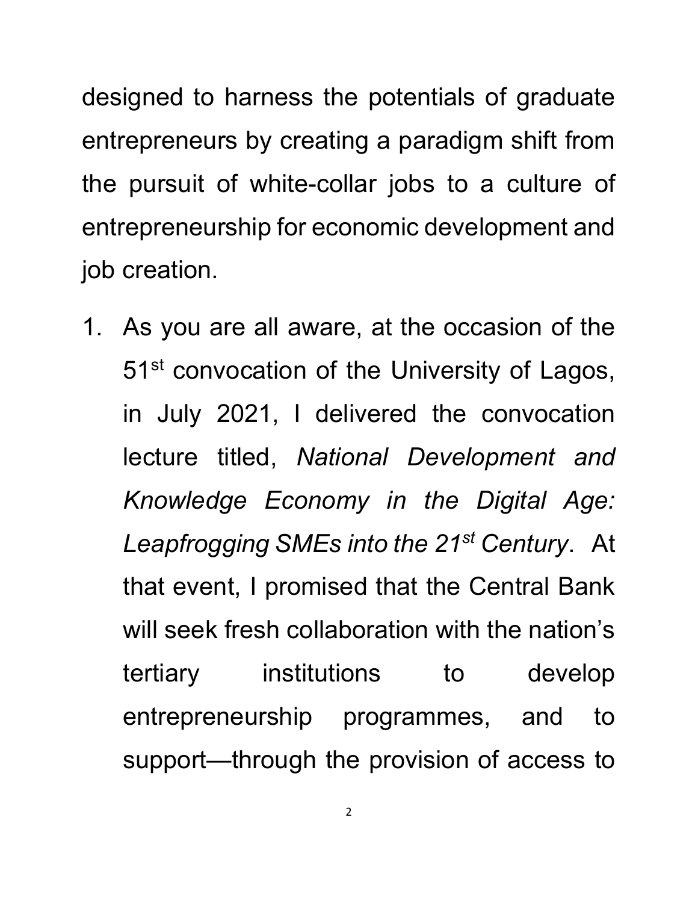designed to harness the potentials of graduate entrepreneurs by creating a paradigm shift from the pursuit of white-collar jobs to a culture of entrepreneurship for economic development and job creation.

1. As you are all aware, at the occasion of the 51st convocation of the University of Lagos, in July 2021, I delivered the convocation lecture titled, *National Development and Knowledge Economy in the Digital Age: Leapfrogging SMEs into the 21st Century*. At that event, I promised that the Central Bank will seek fresh collaboration with the nation's tertiary institutions to develop entrepreneurship programmes, and to support—through the provision of access to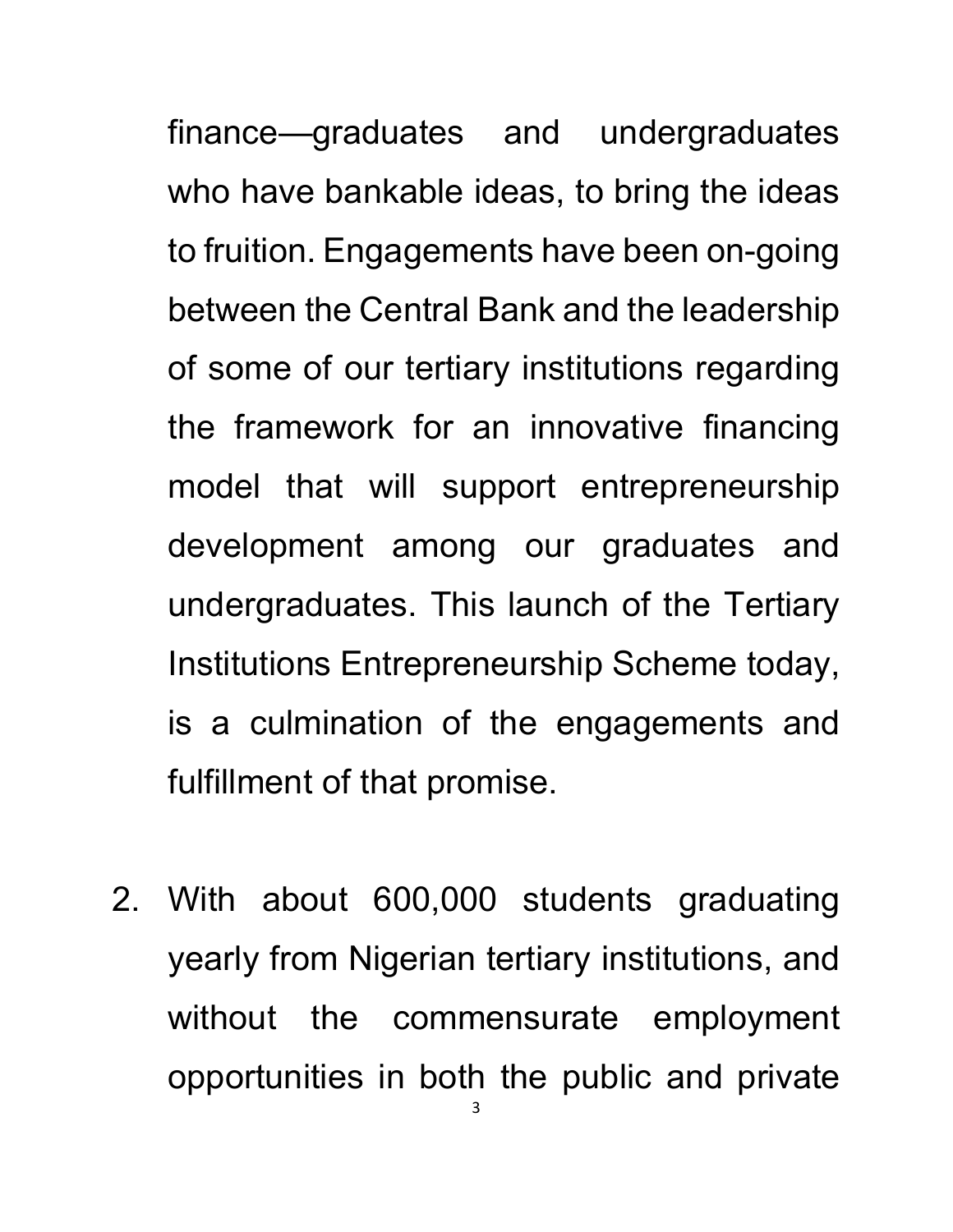finance—graduates and undergraduates who have bankable ideas, to bring the ideas to fruition. Engagements have been on-going between the Central Bank and the leadership of some of our tertiary institutions regarding the framework for an innovative financing model that will support entrepreneurship development among our graduates and undergraduates. This launch of the Tertiary Institutions Entrepreneurship Scheme today, is a culmination of the engagements and fulfillment of that promise.

2. With about 600,000 students graduating yearly from Nigerian tertiary institutions, and without the commensurate employment opportunities in both the public and private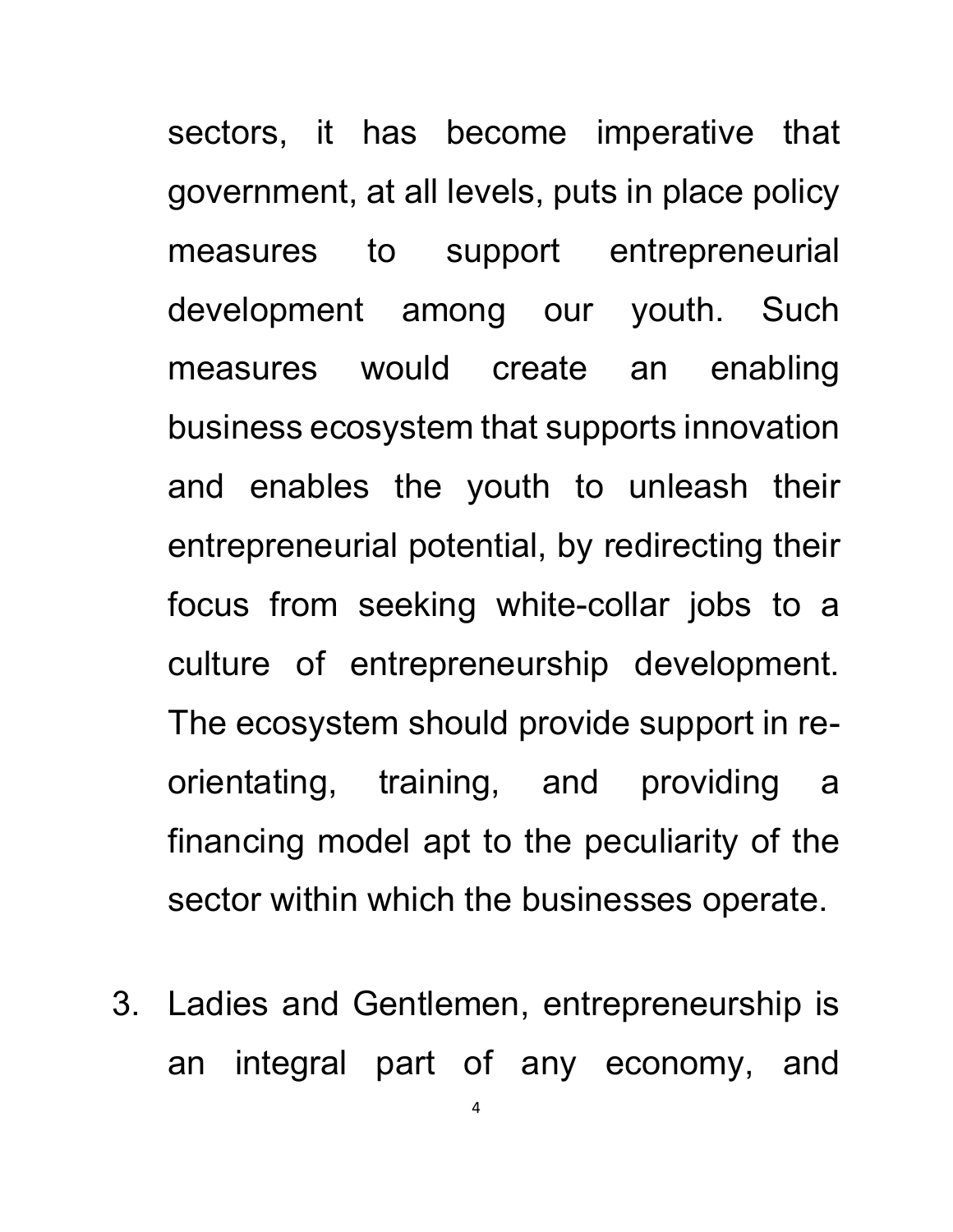sectors, it has become imperative that government, at all levels, puts in place policy measures to support entrepreneurial development among our youth. Such measures would create an enabling business ecosystem that supports innovation and enables the youth to unleash their entrepreneurial potential, by redirecting their focus from seeking white-collar jobs to a culture of entrepreneurship development. The ecosystem should provide support in re-orientating, training, and providing a financing model apt to the peculiarity of the sector within which the businesses operate.

3. Ladies and Gentlemen, entrepreneurship is an integral part of any economy, and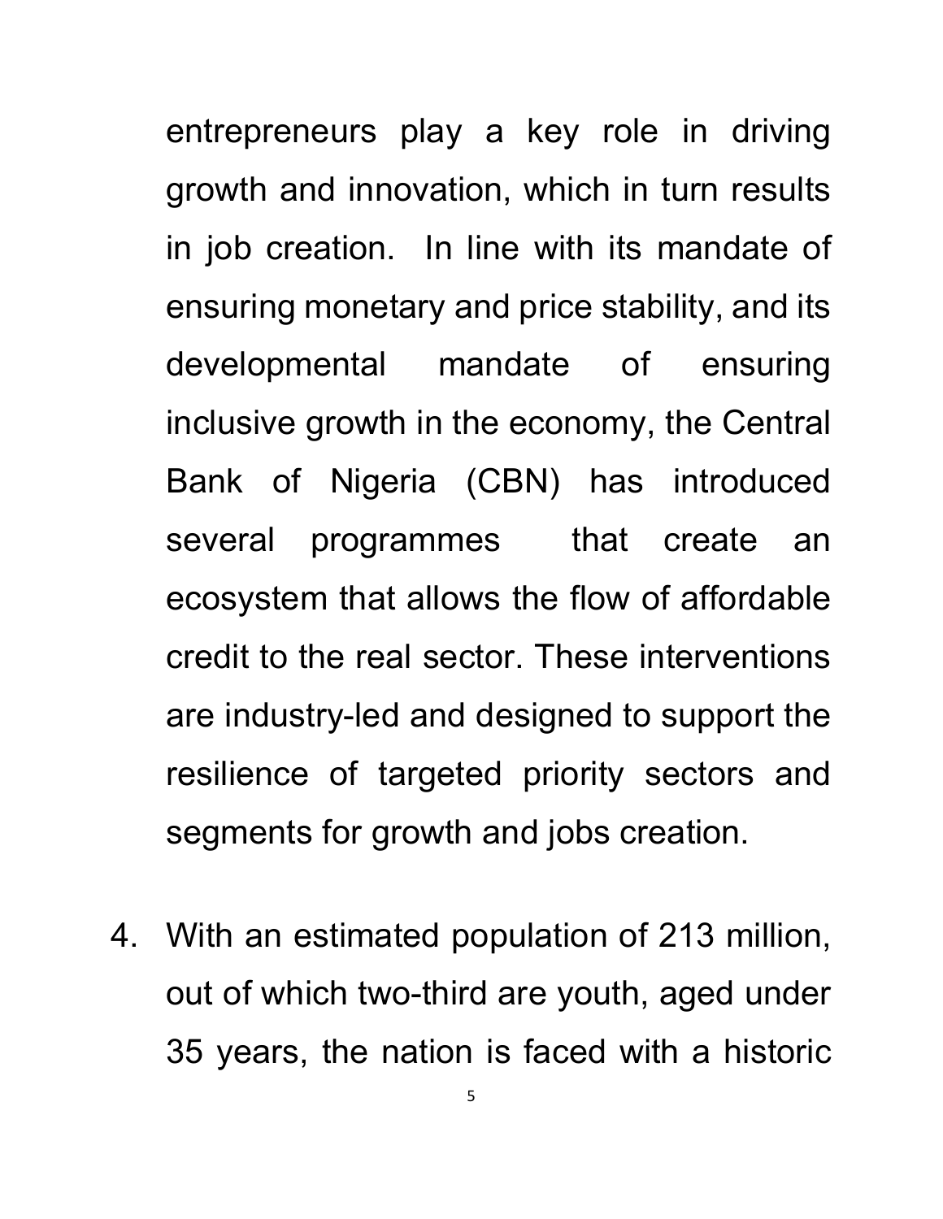entrepreneurs play a key role in driving growth and innovation, which in turn results in job creation. In line with its mandate of ensuring monetary and price stability, and its developmental mandate of ensuring inclusive growth in the economy, the Central Bank of Nigeria (CBN) has introduced several programmes that create an ecosystem that allows the flow of affordable credit to the real sector. These interventions are industry-led and designed to support the resilience of targeted priority sectors and segments for growth and jobs creation.

4. With an estimated population of 213 million, out of which two-third are youth, aged under 35 years, the nation is faced with a historic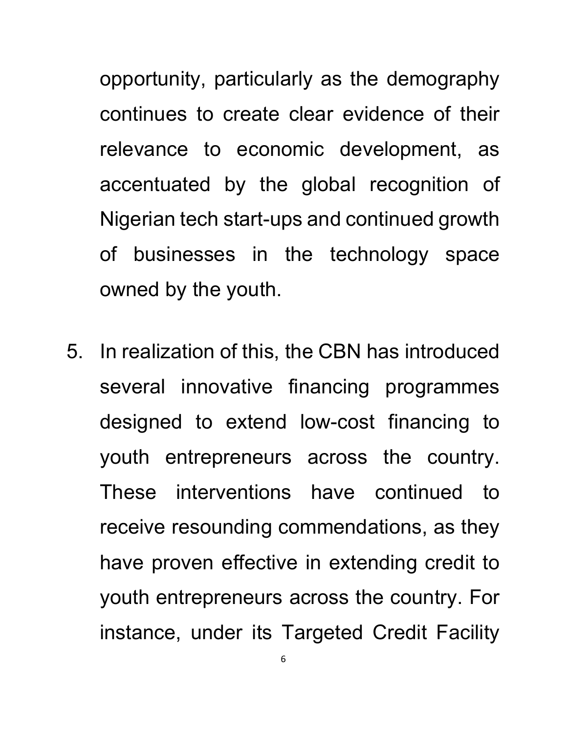opportunity, particularly as the demography continues to create clear evidence of their relevance to economic development, as accentuated by the global recognition of Nigerian tech start-ups and continued growth of businesses in the technology space owned by the youth.

5. In realization of this, the CBN has introduced several innovative financing programmes designed to extend low-cost financing to youth entrepreneurs across the country. These interventions have continued to receive resounding commendations, as they have proven effective in extending credit to youth entrepreneurs across the country. For instance, under its Targeted Credit Facility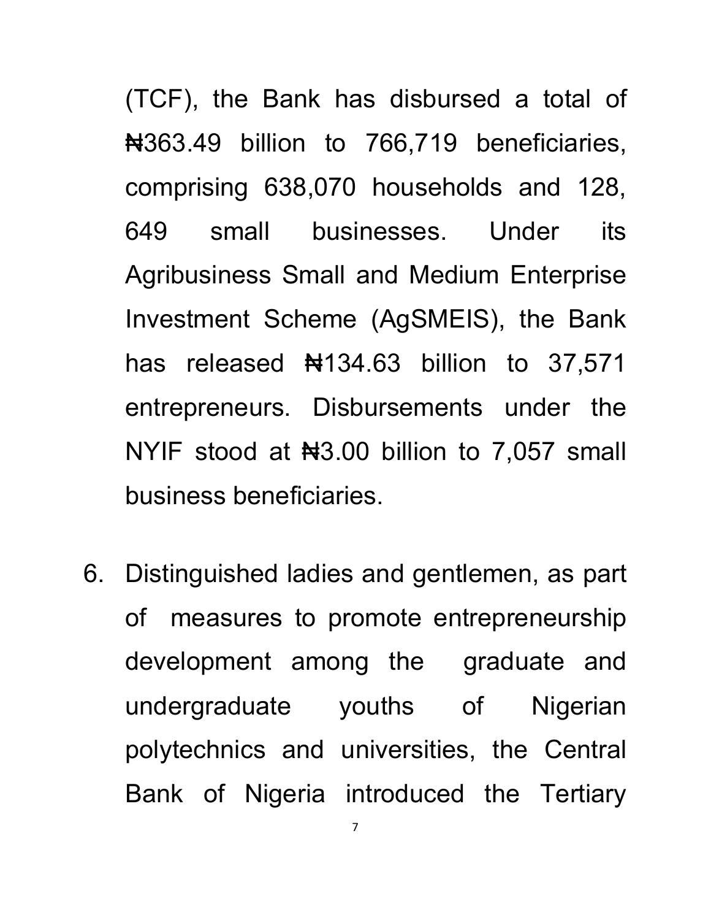(TCF), the Bank has disbursed a total of ₦363.49 billion to 766,719 beneficiaries, comprising 638,070 households and 128, 649 small businesses. Under its Agribusiness Small and Medium Enterprise Investment Scheme (AgSMEIS), the Bank has released ₦134.63 billion to 37,571 entrepreneurs. Disbursements under the NYIF stood at ₦3.00 billion to 7,057 small business beneficiaries.

6. Distinguished ladies and gentlemen, as part of measures to promote entrepreneurship development among the graduate and undergraduate youths of Nigerian polytechnics and universities, the Central Bank of Nigeria introduced the Tertiary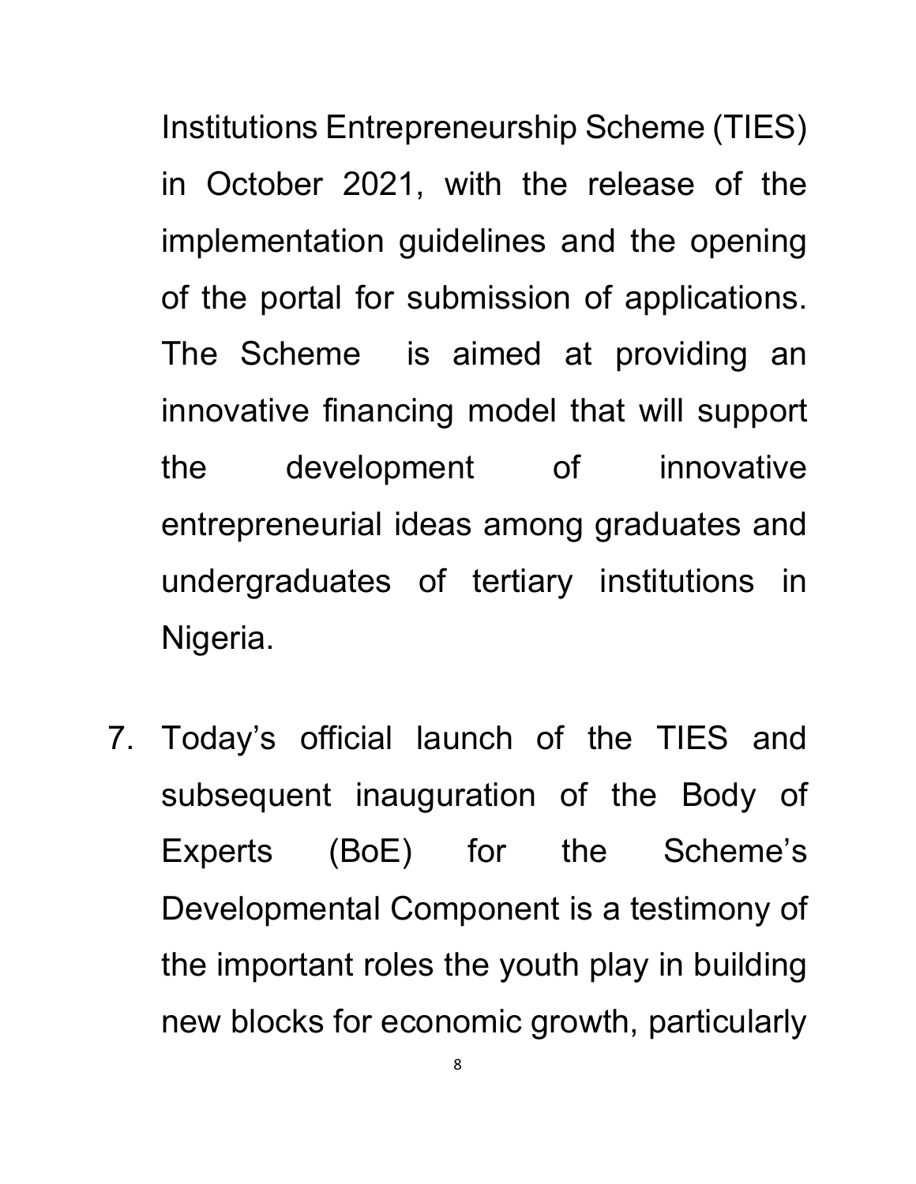Institutions Entrepreneurship Scheme (TIES) in October 2021, with the release of the implementation guidelines and the opening of the portal for submission of applications. The Scheme is aimed at providing an innovative financing model that will support the development of innovative entrepreneurial ideas among graduates and undergraduates of tertiary institutions in Nigeria.

7. Today's official launch of the TIES and subsequent inauguration of the Body of Experts (BoE) for the Scheme's Developmental Component is a testimony of the important roles the youth play in building new blocks for economic growth, particularly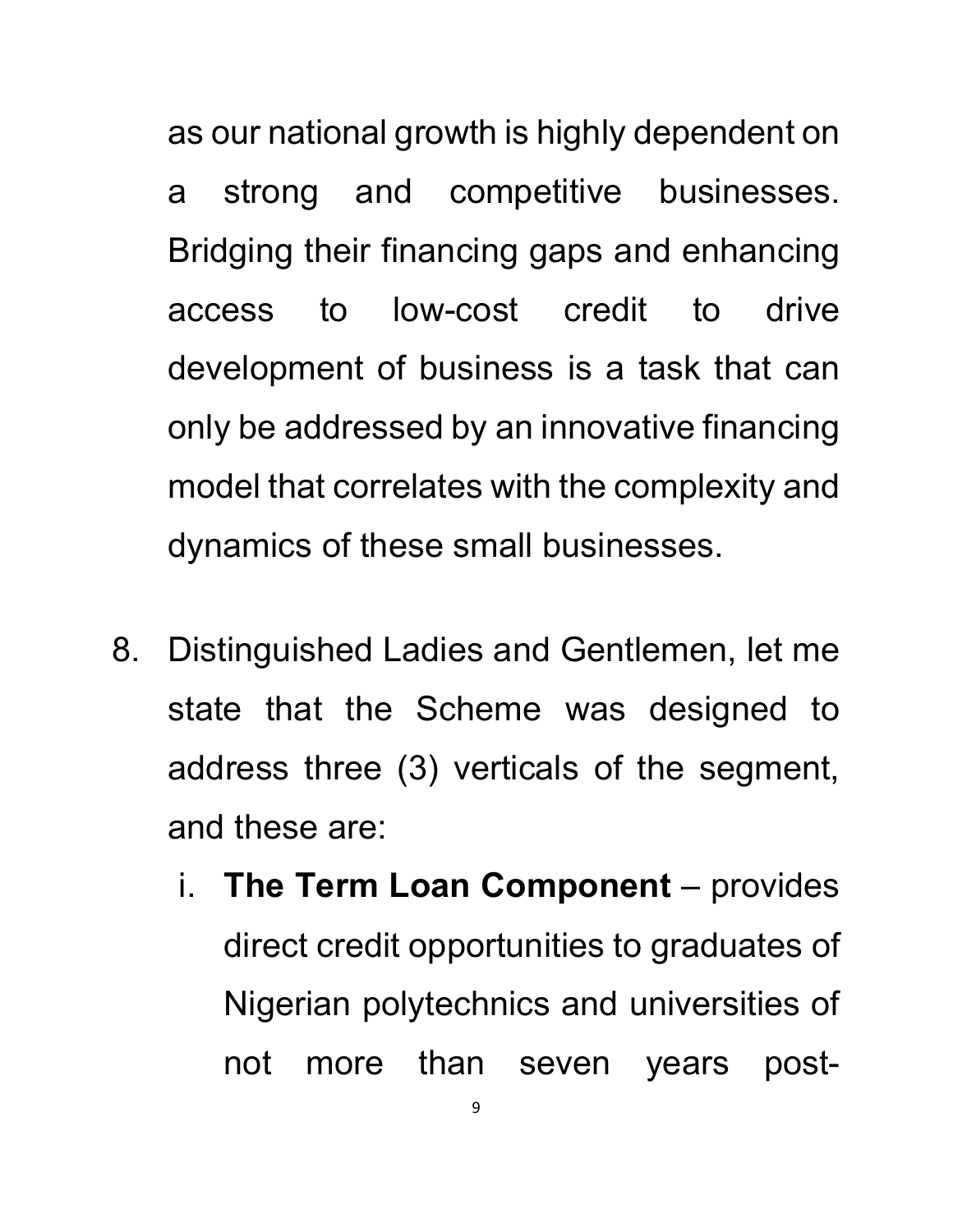as our national growth is highly dependent on a strong and competitive businesses. Bridging their financing gaps and enhancing access to low-cost credit to drive development of business is a task that can only be addressed by an innovative financing model that correlates with the complexity and dynamics of these small businesses.

8. Distinguished Ladies and Gentlemen, let me state that the Scheme was designed to address three (3) verticals of the segment, and these are:

   i. **The Term Loan Component** – provides direct credit opportunities to graduates of Nigerian polytechnics and universities of not more than seven years post-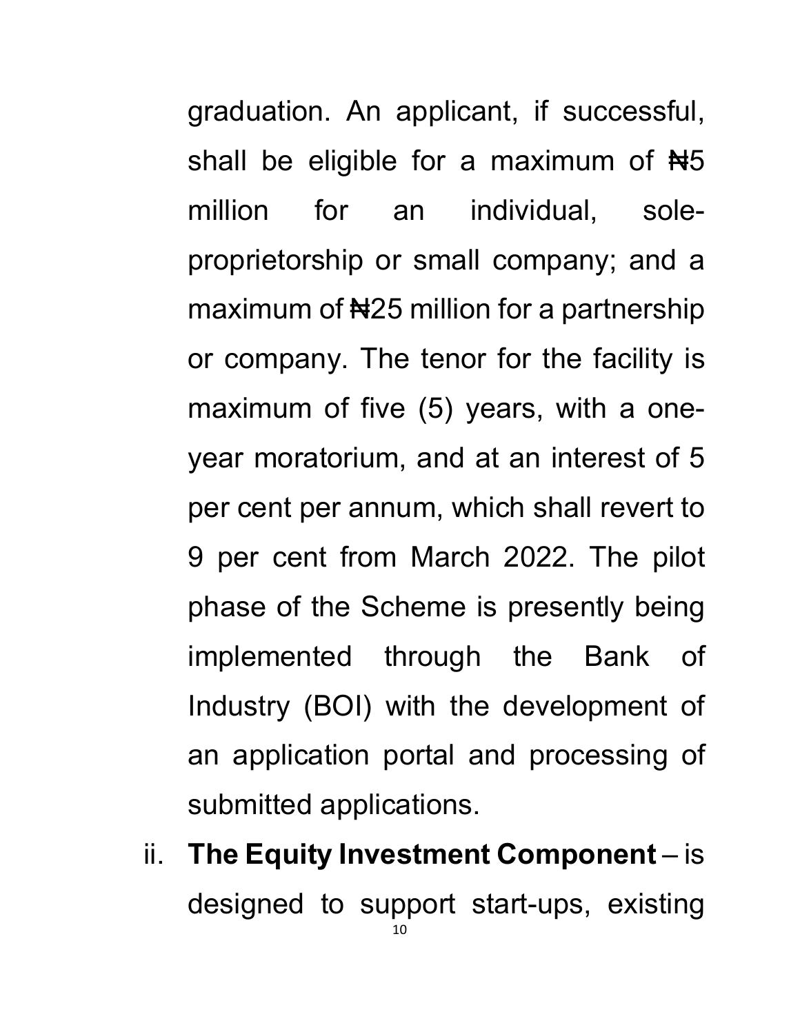graduation. An applicant, if successful, shall be eligible for a maximum of ₦5 million for an individual, sole-proprietorship or small company; and a maximum of ₦25 million for a partnership or company. The tenor for the facility is maximum of five (5) years, with a one-year moratorium, and at an interest of 5 per cent per annum, which shall revert to 9 per cent from March 2022. The pilot phase of the Scheme is presently being implemented through the Bank of Industry (BOI) with the development of an application portal and processing of submitted applications.

ii. **The Equity Investment Component** – is designed to support start-ups, existing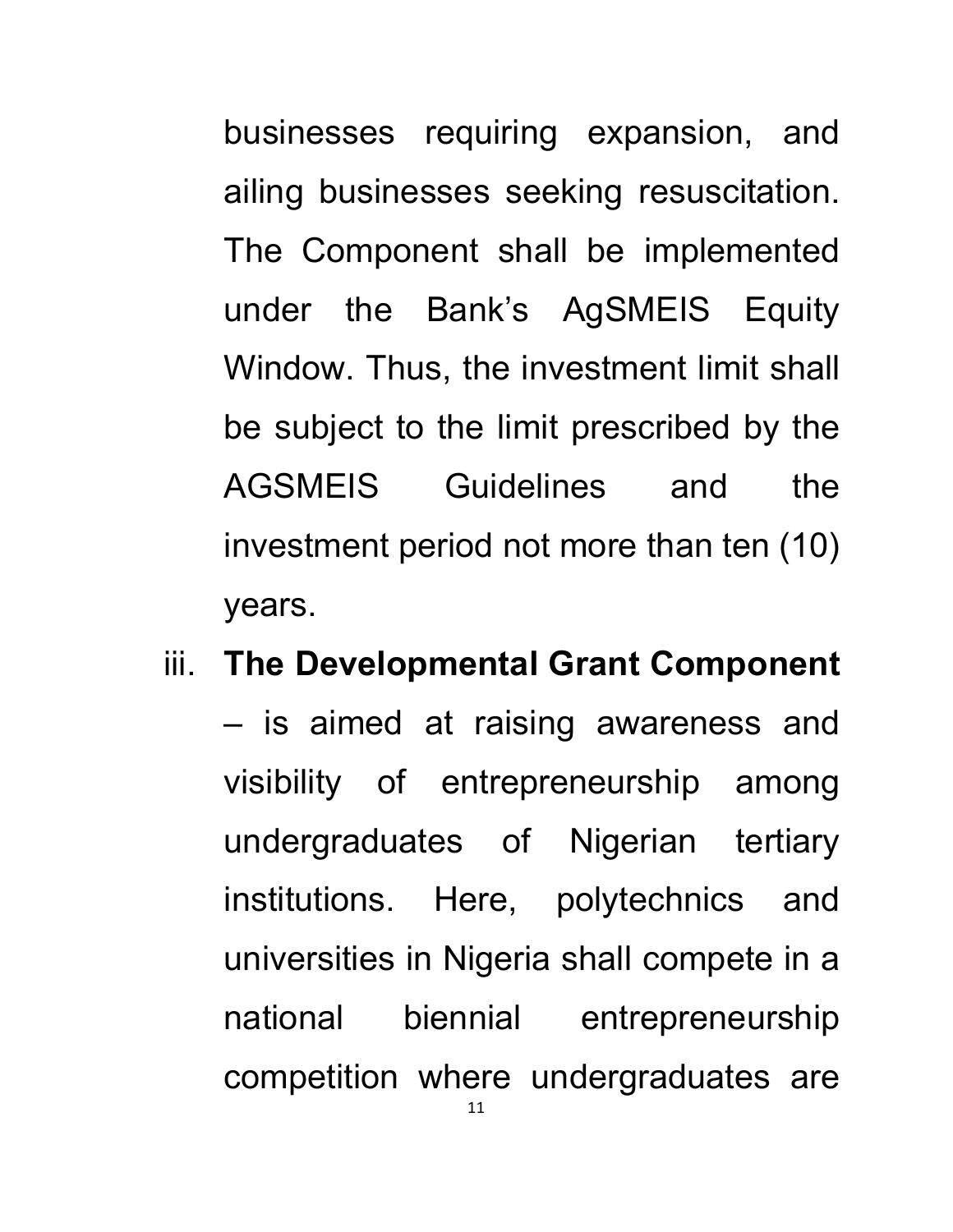businesses requiring expansion, and ailing businesses seeking resuscitation. The Component shall be implemented under the Bank's AgSMEIS Equity Window. Thus, the investment limit shall be subject to the limit prescribed by the AGSMEIS Guidelines and the investment period not more than ten (10) years.

iii. **The Developmental Grant Component** – is aimed at raising awareness and visibility of entrepreneurship among undergraduates of Nigerian tertiary institutions. Here, polytechnics and universities in Nigeria shall compete in a national biennial entrepreneurship competition where undergraduates are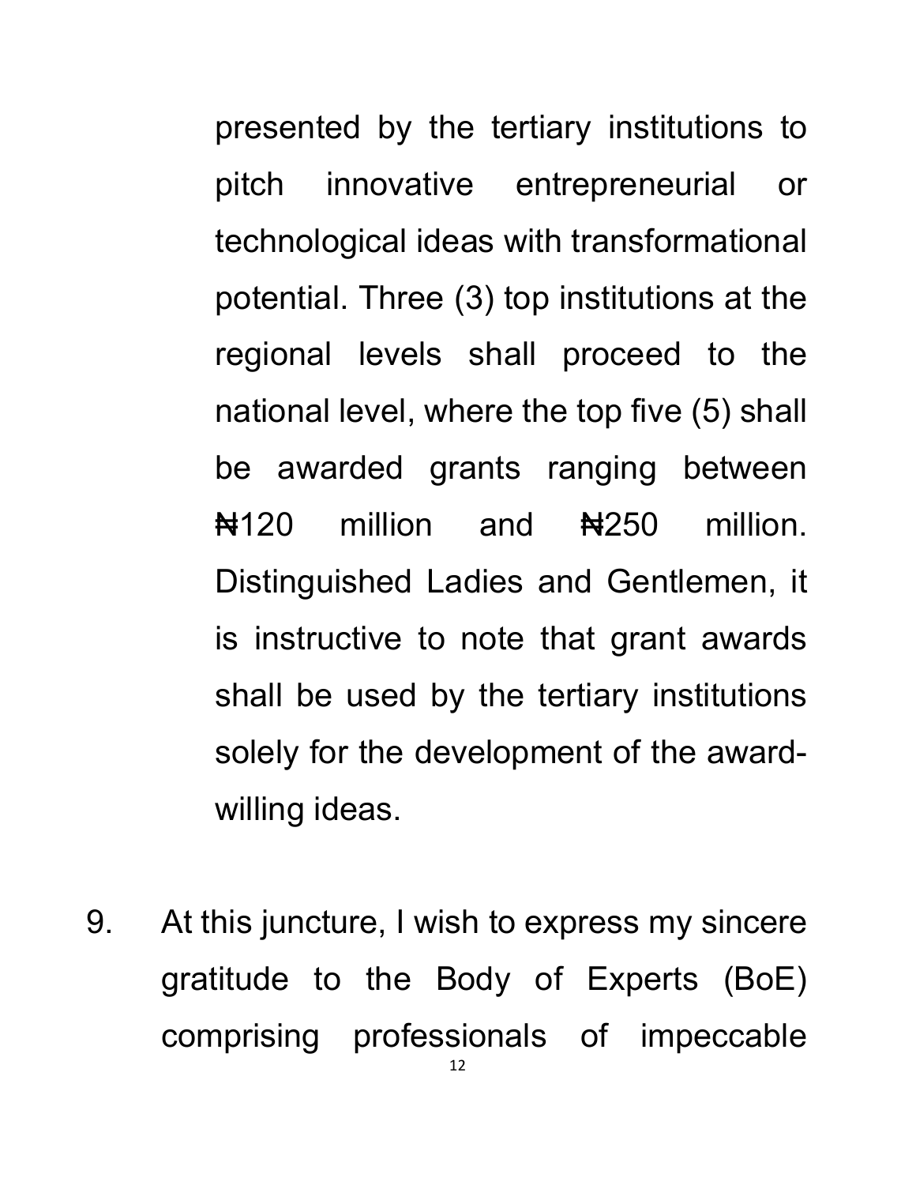presented by the tertiary institutions to pitch innovative entrepreneurial or technological ideas with transformational potential. Three (3) top institutions at the regional levels shall proceed to the national level, where the top five (5) shall be awarded grants ranging between ₦120 million and ₦250 million. Distinguished Ladies and Gentlemen, it is instructive to note that grant awards shall be used by the tertiary institutions solely for the development of the award-willing ideas.

9. At this juncture, I wish to express my sincere gratitude to the Body of Experts (BoE) comprising professionals of impeccable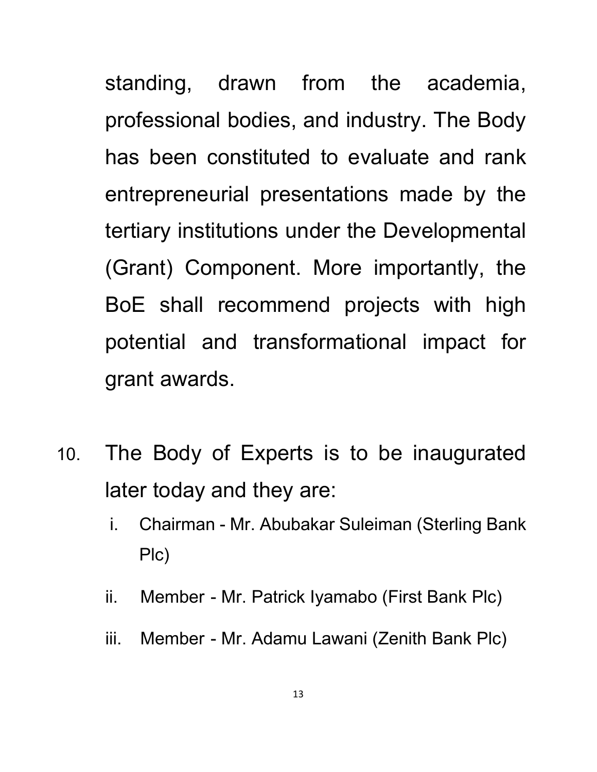standing, drawn from the academia, professional bodies, and industry. The Body has been constituted to evaluate and rank entrepreneurial presentations made by the tertiary institutions under the Developmental (Grant) Component. More importantly, the BoE shall recommend projects with high potential and transformational impact for grant awards.

10. The Body of Experts is to be inaugurated later today and they are:

    i. Chairman - Mr. Abubakar Suleiman (Sterling Bank Plc)

    ii. Member - Mr. Patrick Iyamabo (First Bank Plc)

    iii. Member - Mr. Adamu Lawani (Zenith Bank Plc)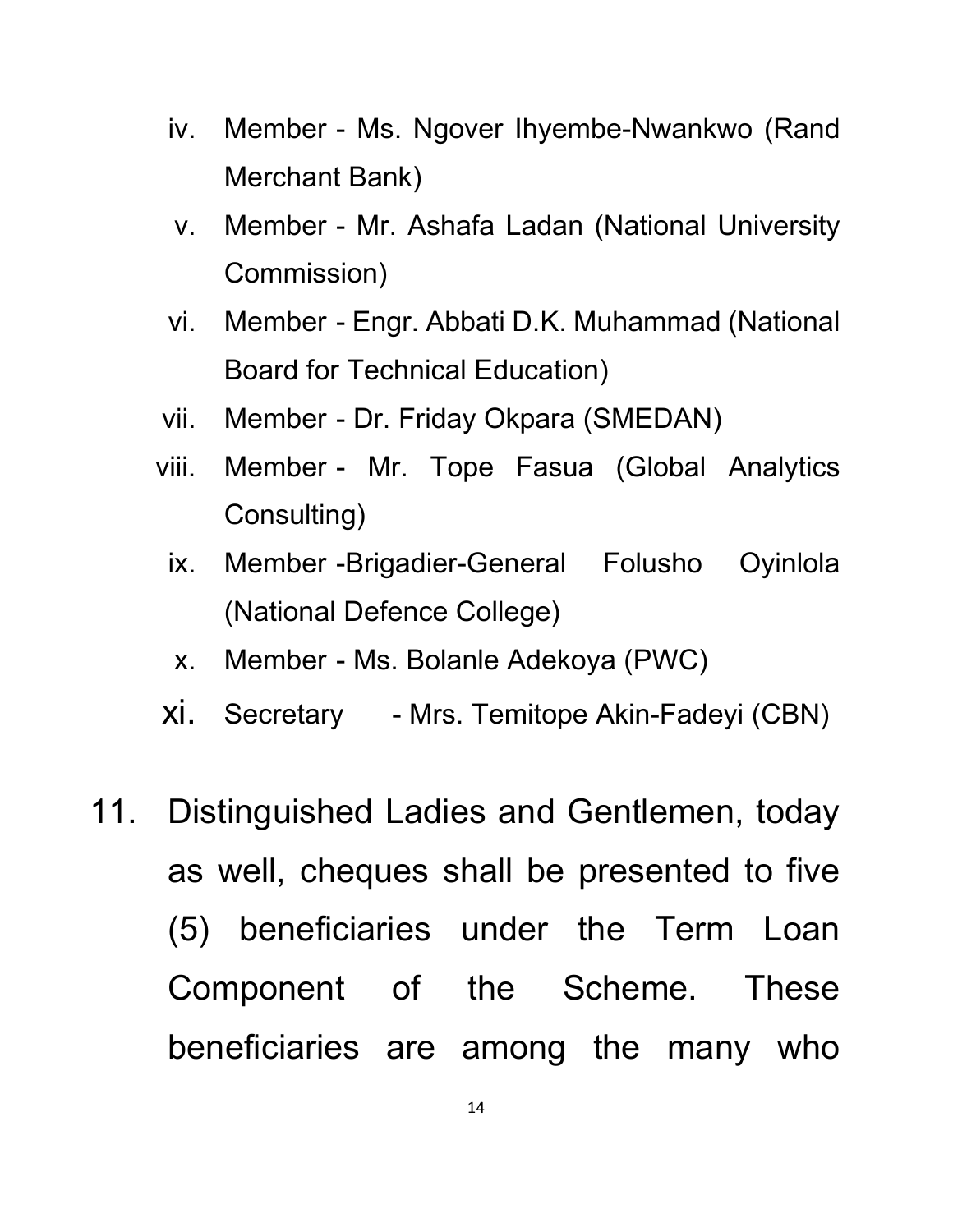iv. Member - Ms. Ngover Ihyembe-Nwankwo (Rand Merchant Bank)

v. Member - Mr. Ashafa Ladan (National University Commission)

vi. Member - Engr. Abbati D.K. Muhammad (National Board for Technical Education)

vii. Member - Dr. Friday Okpara (SMEDAN)

viii. Member - Mr. Tope Fasua (Global Analytics Consulting)

ix. Member -Brigadier-General Folusho Oyinlola (National Defence College)

x. Member - Ms. Bolanle Adekoya (PWC)

xi. Secretary - Mrs. Temitope Akin-Fadeyi (CBN)

11. Distinguished Ladies and Gentlemen, today as well, cheques shall be presented to five (5) beneficiaries under the Term Loan Component of the Scheme. These beneficiaries are among the many who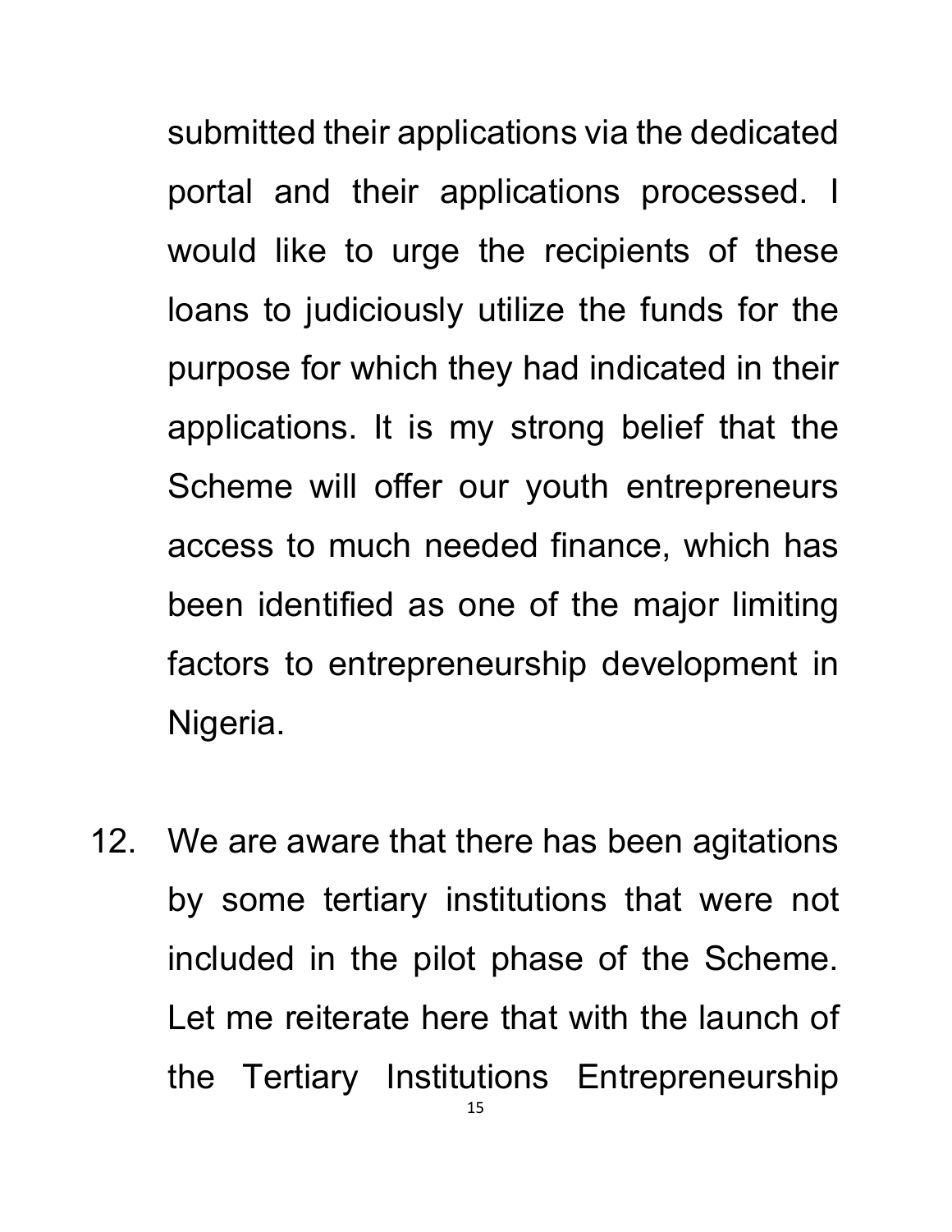submitted their applications via the dedicated portal and their applications processed. I would like to urge the recipients of these loans to judiciously utilize the funds for the purpose for which they had indicated in their applications. It is my strong belief that the Scheme will offer our youth entrepreneurs access to much needed finance, which has been identified as one of the major limiting factors to entrepreneurship development in Nigeria.

12. We are aware that there has been agitations by some tertiary institutions that were not included in the pilot phase of the Scheme. Let me reiterate here that with the launch of the Tertiary Institutions Entrepreneurship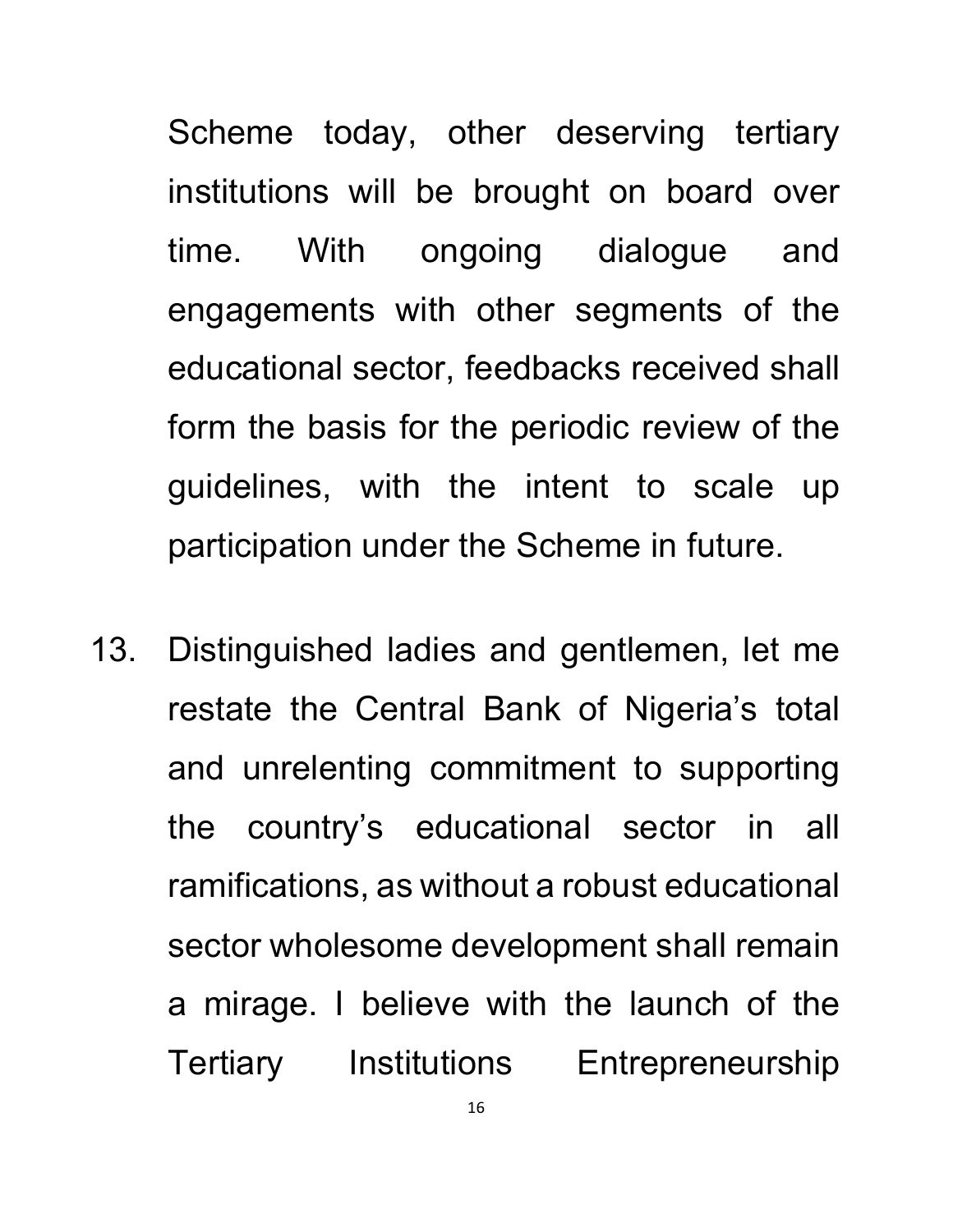Scheme today, other deserving tertiary institutions will be brought on board over time. With ongoing dialogue and engagements with other segments of the educational sector, feedbacks received shall form the basis for the periodic review of the guidelines, with the intent to scale up participation under the Scheme in future.

13. Distinguished ladies and gentlemen, let me restate the Central Bank of Nigeria's total and unrelenting commitment to supporting the country's educational sector in all ramifications, as without a robust educational sector wholesome development shall remain a mirage. I believe with the launch of the Tertiary Institutions Entrepreneurship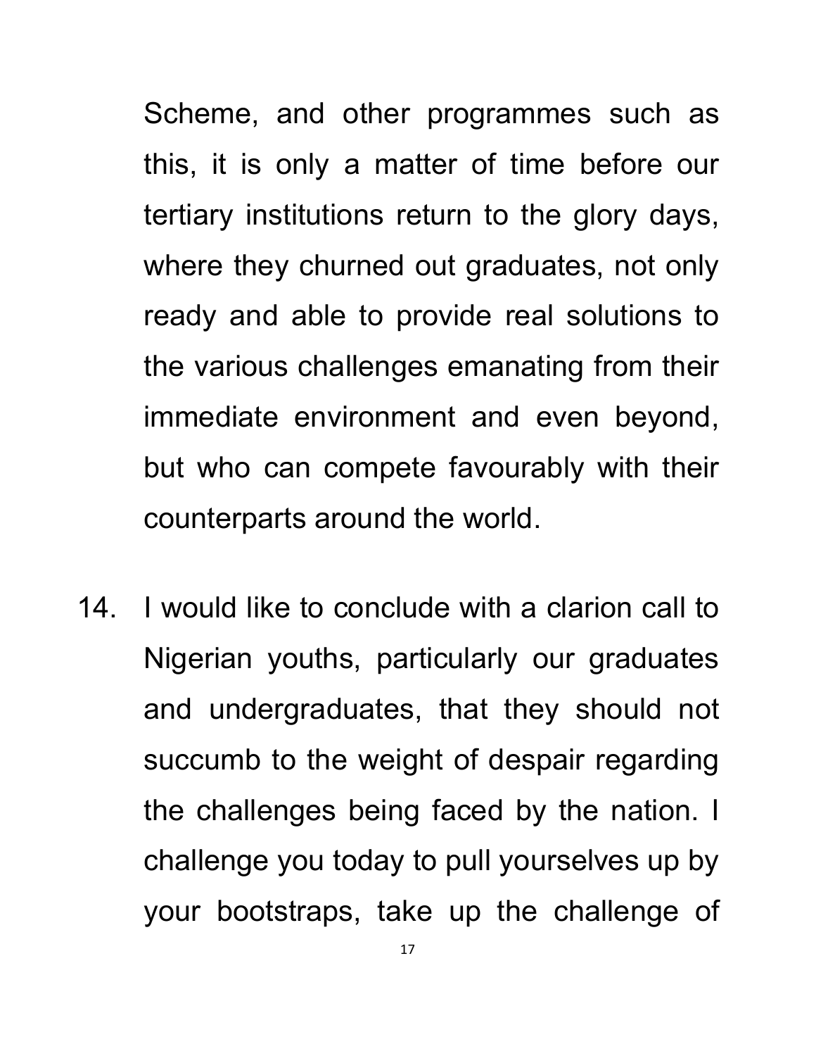Scheme, and other programmes such as this, it is only a matter of time before our tertiary institutions return to the glory days, where they churned out graduates, not only ready and able to provide real solutions to the various challenges emanating from their immediate environment and even beyond, but who can compete favourably with their counterparts around the world.

14. I would like to conclude with a clarion call to Nigerian youths, particularly our graduates and undergraduates, that they should not succumb to the weight of despair regarding the challenges being faced by the nation. I challenge you today to pull yourselves up by your bootstraps, take up the challenge of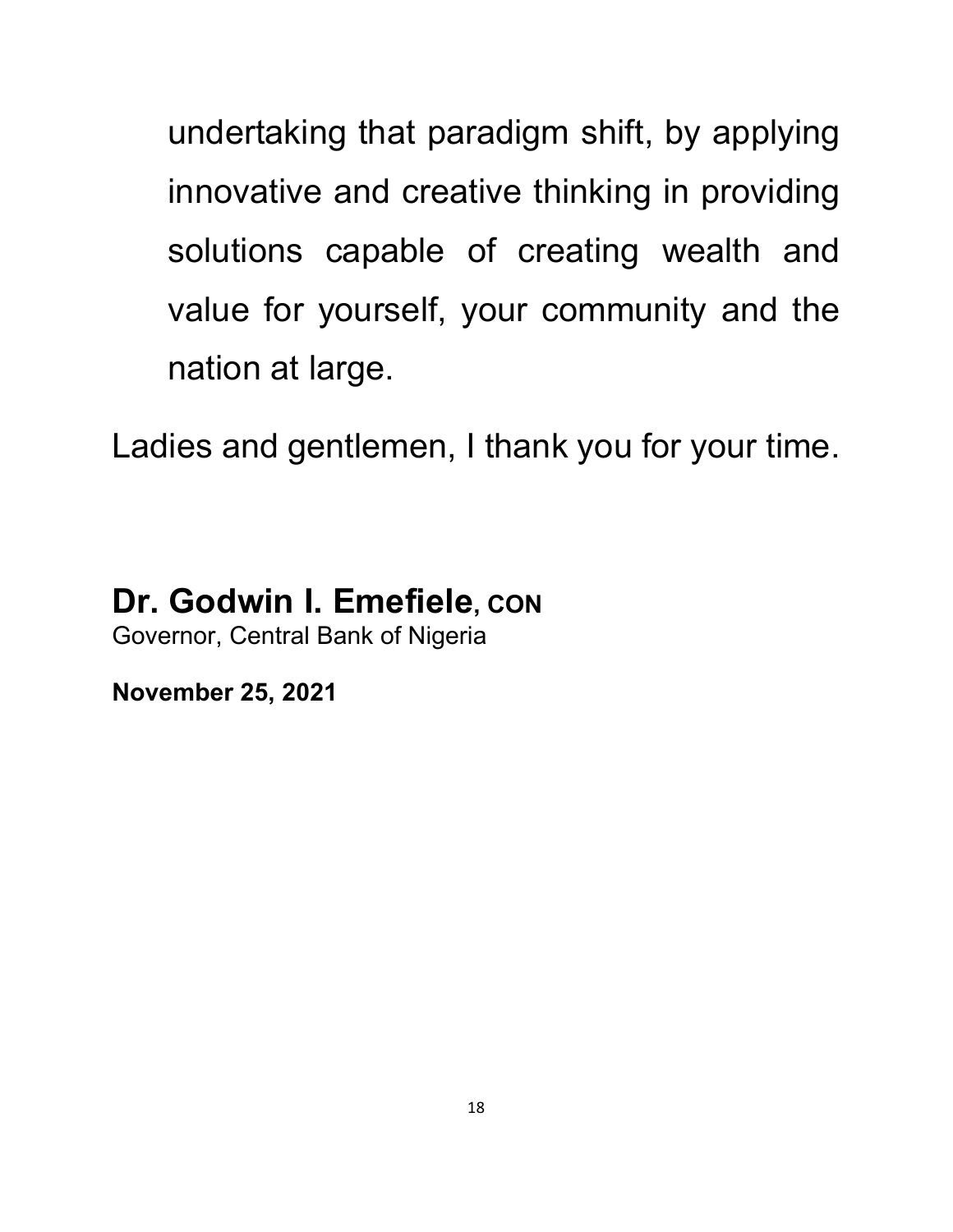undertaking that paradigm shift, by applying innovative and creative thinking in providing solutions capable of creating wealth and value for yourself, your community and the nation at large.

Ladies and gentlemen, I thank you for your time.

**Dr. Godwin I. Emefiele, CON**
Governor, Central Bank of Nigeria

**November 25, 2021**